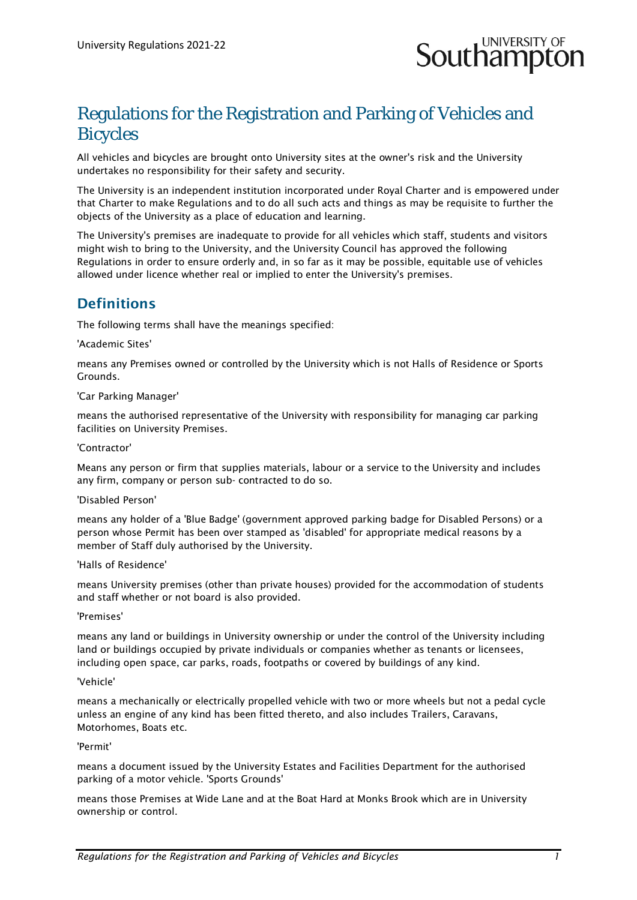# Regulations for the Registration and Parking of Vehicles and Bicycles

All vehicles and bicycles are brought onto University sites at the owner's risk and the University undertakes no responsibility for their safety and security.

The University is an independent institution incorporated under Royal Charter and is empowered under that Charter to make Regulations and to do all such acts and things as may be requisite to further the objects of the University as a place of education and learning.

The University's premises are inadequate to provide for all vehicles which staff, students and visitors might wish to bring to the University, and the University Council has approved the following Regulations in order to ensure orderly and, in so far as it may be possible, equitable use of vehicles allowed under licence whether real or implied to enter the University's premises.

## Definitions

The following terms shall have the meanings specified:

'Academic Sites'

means any Premises owned or controlled by the University which is not Halls of Residence or Sports Grounds.

'Car Parking Manager'

means the authorised representative of the University with responsibility for managing car parking facilities on University Premises.

'Contractor'

Means any person or firm that supplies materials, labour or a service to the University and includes any firm, company or person sub- contracted to do so.

'Disabled Person'

means any holder of a 'Blue Badge' (government approved parking badge for Disabled Persons) or a person whose Permit has been over stamped as 'disabled' for appropriate medical reasons by a member of Staff duly authorised by the University.

'Halls of Residence'

means University premises (other than private houses) provided for the accommodation of students and staff whether or not board is also provided.

'Premises'

means any land or buildings in University ownership or under the control of the University including land or buildings occupied by private individuals or companies whether as tenants or licensees, including open space, car parks, roads, footpaths or covered by buildings of any kind.

'Vehicle'

means a mechanically or electrically propelled vehicle with two or more wheels but not a pedal cycle unless an engine of any kind has been fitted thereto, and also includes Trailers, Caravans, Motorhomes, Boats etc.

'Permit'

means a document issued by the University Estates and Facilities Department for the authorised parking of a motor vehicle. 'Sports Grounds'

means those Premises at Wide Lane and at the Boat Hard at Monks Brook which are in University ownership or control.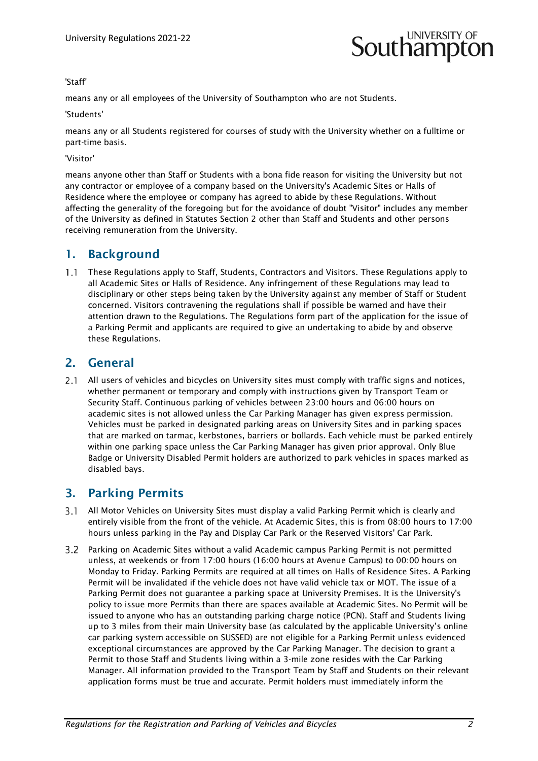'Staff'

means any or all employees of the University of Southampton who are not Students.

'Students'

means any or all Students registered for courses of study with the University whether on a fulltime or part-time basis.

'Visitor'

means anyone other than Staff or Students with a bona fide reason for visiting the University but not any contractor or employee of a company based on the University's Academic Sites or Halls of Residence where the employee or company has agreed to abide by these Regulations. Without affecting the generality of the foregoing but for the avoidance of doubt "Visitor" includes any member of the University as defined in Statutes Section 2 other than Staff and Students and other persons receiving remuneration from the University.

## 1. Background

1.1 These Regulations apply to Staff, Students, Contractors and Visitors. These Regulations apply to all Academic Sites or Halls of Residence. Any infringement of these Regulations may lead to disciplinary or other steps being taken by the University against any member of Staff or Student concerned. Visitors contravening the regulations shall if possible be warned and have their attention drawn to the Regulations. The Regulations form part of the application for the issue of a Parking Permit and applicants are required to give an undertaking to abide by and observe these Regulations.

## 2. General

2.1 All users of vehicles and bicycles on University sites must comply with traffic signs and notices, whether permanent or temporary and comply with instructions given by Transport Team or Security Staff. Continuous parking of vehicles between 23:00 hours and 06:00 hours on academic sites is not allowed unless the Car Parking Manager has given express permission. Vehicles must be parked in designated parking areas on University Sites and in parking spaces that are marked on tarmac, kerbstones, barriers or bollards. Each vehicle must be parked entirely within one parking space unless the Car Parking Manager has given prior approval. Only Blue Badge or University Disabled Permit holders are authorized to park vehicles in spaces marked as disabled bays.

## 3. Parking Permits

3.1 All Motor Vehicles on University Sites must display a valid Parking Permit which is clearly and entirely visible from the front of the vehicle. At Academic Sites, this is from 08:00 hours to 17:00 hours unless parking in the Pay and Display Car Park or the Reserved Visitors' Car Park.

3.2 Parking on Academic Sites without a valid Academic campus Parking Permit is not permitted unless, at weekends or from 17:00 hours (16:00 hours at Avenue Campus) to 00:00 hours on Monday to Friday. Parking Permits are required at all times on Halls of Residence Sites. A Parking Permit will be invalidated if the vehicle does not have valid vehicle tax or MOT. The issue of a Parking Permit does not guarantee a parking space at University Premises. It is the University's policy to issue more Permits than there are spaces available at Academic Sites. No Permit will be issued to anyone who has an outstanding parking charge notice (PCN). Staff and Students living up to 3 miles from their main University base (as calculated by the applicable University's online car parking system accessible on SUSSED) are not eligible for a Parking Permit unless evidenced exceptional circumstances are approved by the Car Parking Manager. The decision to grant a Permit to those Staff and Students living within a 3-mile zone resides with the Car Parking Manager. All information provided to the Transport Team by Staff and Students on their relevant application forms must be true and accurate. Permit holders must immediately inform the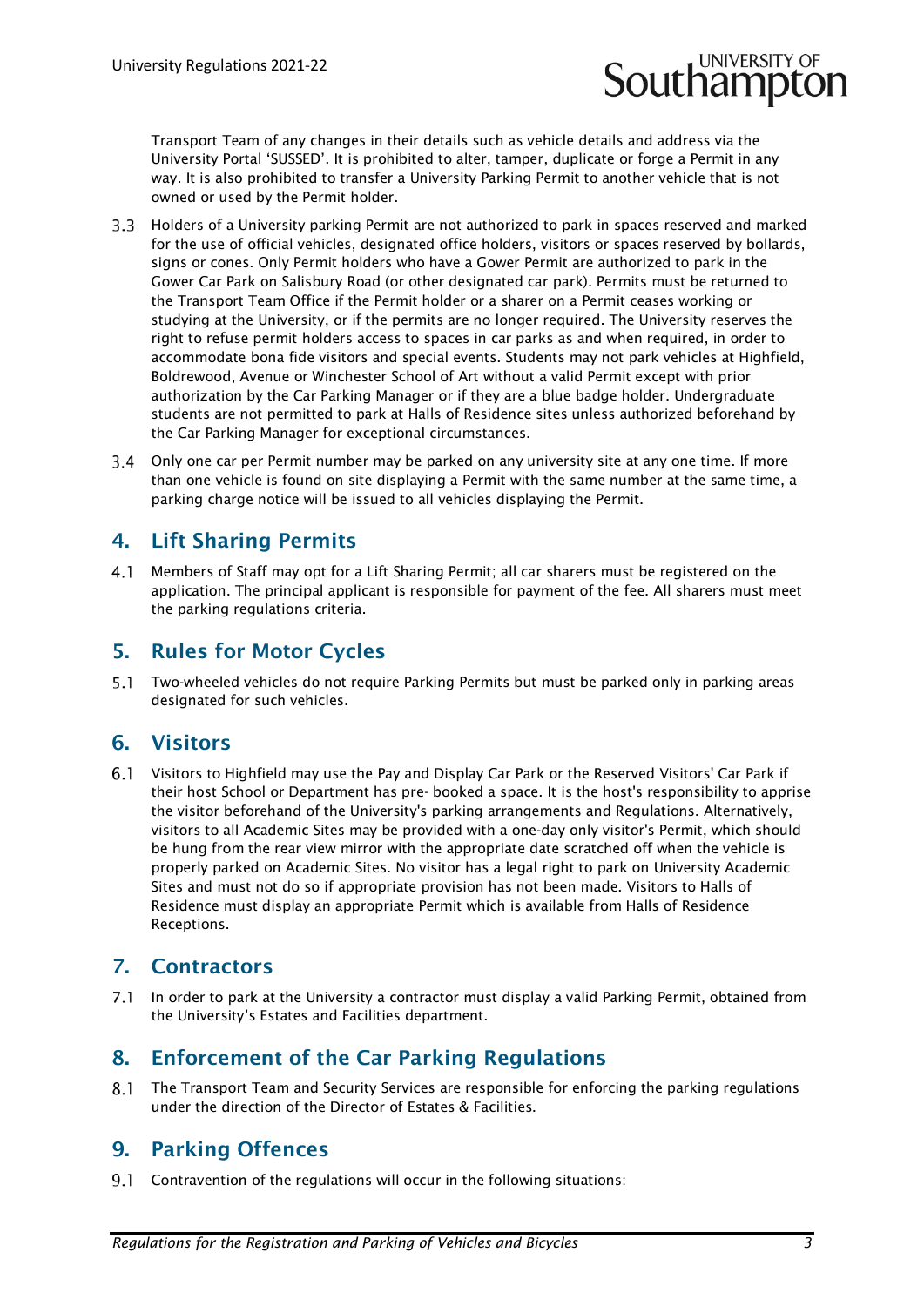Transport Team of any changes in their details such as vehicle details and address via the University Portal 'SUSSED'. It is prohibited to alter, tamper, duplicate or forge a Permit in any way. It is also prohibited to transfer a University Parking Permit to another vehicle that is not owned or used by the Permit holder.

3.3 Holders of a University parking Permit are not authorized to park in spaces reserved and marked for the use of official vehicles, designated office holders, visitors or spaces reserved by bollards, signs or cones. Only Permit holders who have a Gower Permit are authorized to park in the Gower Car Park on Salisbury Road (or other designated car park). Permits must be returned to the Transport Team Office if the Permit holder or a sharer on a Permit ceases working or studying at the University, or if the permits are no longer required. The University reserves the right to refuse permit holders access to spaces in car parks as and when required, in order to accommodate bona fide visitors and special events. Students may not park vehicles at Highfield, Boldrewood, Avenue or Winchester School of Art without a valid Permit except with prior authorization by the Car Parking Manager or if they are a blue badge holder. Undergraduate students are not permitted to park at Halls of Residence sites unless authorized beforehand by the Car Parking Manager for exceptional circumstances.

3.4 Only one car per Permit number may be parked on any university site at any one time. If more than one vehicle is found on site displaying a Permit with the same number at the same time, a parking charge notice will be issued to all vehicles displaying the Permit.

## 4. Lift Sharing Permits

4.1 Members of Staff may opt for a Lift Sharing Permit; all car sharers must be registered on the application. The principal applicant is responsible for payment of the fee. All sharers must meet the parking regulations criteria.

## 5. Rules for Motor Cycles

5.1 Two-wheeled vehicles do not require Parking Permits but must be parked only in parking areas designated for such vehicles.

## 6. Visitors

6.1 Visitors to Highfield may use the Pay and Display Car Park or the Reserved Visitors' Car Park if their host School or Department has pre- booked a space. It is the host's responsibility to apprise the visitor beforehand of the University's parking arrangements and Regulations. Alternatively, visitors to all Academic Sites may be provided with a one-day only visitor's Permit, which should be hung from the rear view mirror with the appropriate date scratched off when the vehicle is properly parked on Academic Sites. No visitor has a legal right to park on University Academic Sites and must not do so if appropriate provision has not been made. Visitors to Halls of Residence must display an appropriate Permit which is available from Halls of Residence Receptions.

## 7. Contractors

7.1 In order to park at the University a contractor must display a valid Parking Permit, obtained from the University's Estates and Facilities department.

## 8. Enforcement of the Car Parking Regulations

8.1 The Transport Team and Security Services are responsible for enforcing the parking regulations under the direction of the Director of Estates & Facilities.

## 9. Parking Offences

9.1 Contravention of the regulations will occur in the following situations: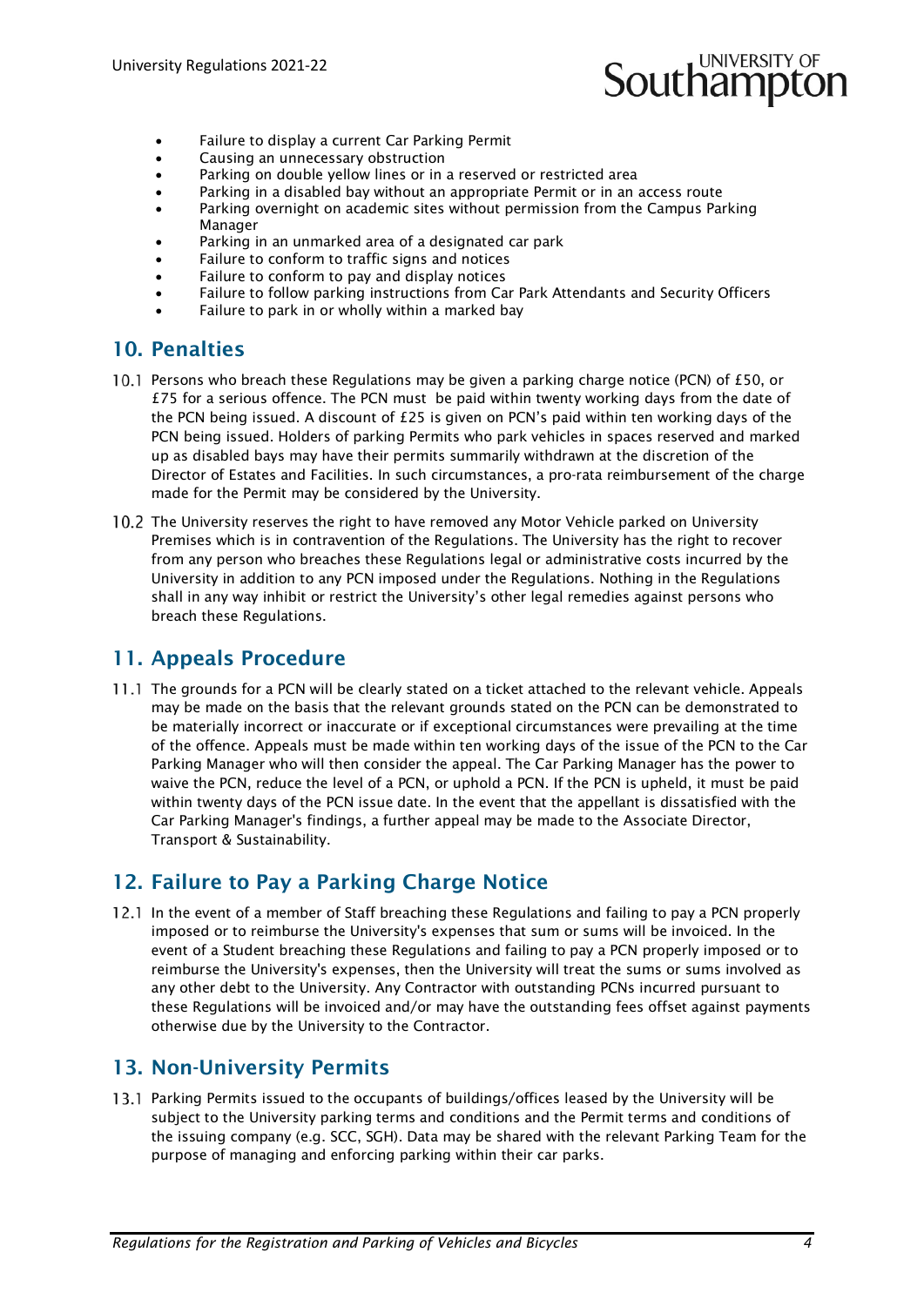- Failure to display a current Car Parking Permit
- Causing an unnecessary obstruction
- Parking on double yellow lines or in a reserved or restricted area
- Parking in a disabled bay without an appropriate Permit or in an access route
- Parking overnight on academic sites without permission from the Campus Parking Manager
- Parking in an unmarked area of a designated car park
- Failure to conform to traffic signs and notices
- Failure to conform to pay and display notices
- Failure to follow parking instructions from Car Park Attendants and Security Officers
- Failure to park in or wholly within a marked bay

## 10. Penalties

10.1 Persons who breach these Regulations may be given a parking charge notice (PCN) of £50, or £75 for a serious offence. The PCN must be paid within twenty working days from the date of the PCN being issued. A discount of £25 is given on PCN's paid within ten working days of the PCN being issued. Holders of parking Permits who park vehicles in spaces reserved and marked up as disabled bays may have their permits summarily withdrawn at the discretion of the Director of Estates and Facilities. In such circumstances, a pro-rata reimbursement of the charge made for the Permit may be considered by the University.

10.2 The University reserves the right to have removed any Motor Vehicle parked on University Premises which is in contravention of the Regulations. The University has the right to recover from any person who breaches these Regulations legal or administrative costs incurred by the University in addition to any PCN imposed under the Regulations. Nothing in the Regulations shall in any way inhibit or restrict the University's other legal remedies against persons who breach these Regulations.

## 11. Appeals Procedure

11.1 The grounds for a PCN will be clearly stated on a ticket attached to the relevant vehicle. Appeals may be made on the basis that the relevant grounds stated on the PCN can be demonstrated to be materially incorrect or inaccurate or if exceptional circumstances were prevailing at the time of the offence. Appeals must be made within ten working days of the issue of the PCN to the Car Parking Manager who will then consider the appeal. The Car Parking Manager has the power to waive the PCN, reduce the level of a PCN, or uphold a PCN. If the PCN is upheld, it must be paid within twenty days of the PCN issue date. In the event that the appellant is dissatisfied with the Car Parking Manager's findings, a further appeal may be made to the Associate Director, Transport & Sustainability.

## 12. Failure to Pay a Parking Charge Notice

12.1 In the event of a member of Staff breaching these Regulations and failing to pay a PCN properly imposed or to reimburse the University's expenses that sum or sums will be invoiced. In the event of a Student breaching these Regulations and failing to pay a PCN properly imposed or to reimburse the University's expenses, then the University will treat the sums or sums involved as any other debt to the University. Any Contractor with outstanding PCNs incurred pursuant to these Regulations will be invoiced and/or may have the outstanding fees offset against payments otherwise due by the University to the Contractor.

## 13. Non-University Permits

13.1 Parking Permits issued to the occupants of buildings/offices leased by the University will be subject to the University parking terms and conditions and the Permit terms and conditions of the issuing company (e.g. SCC, SGH). Data may be shared with the relevant Parking Team for the purpose of managing and enforcing parking within their car parks.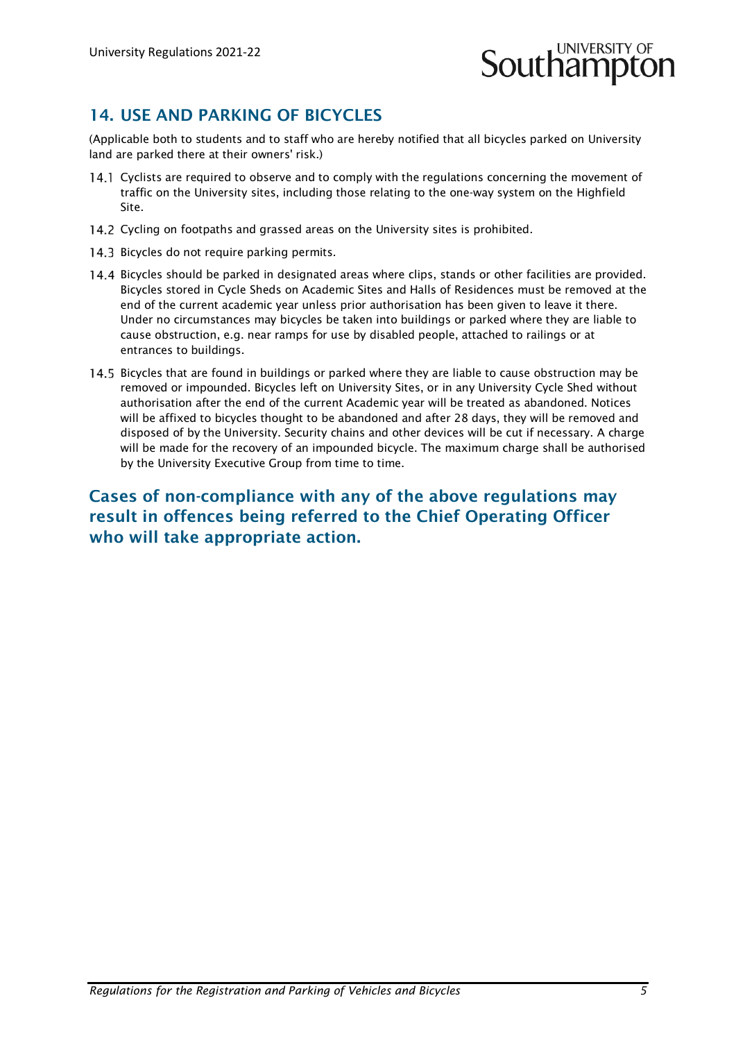## 14. USE AND PARKING OF BICYCLES

(Applicable both to students and to staff who are hereby notified that all bicycles parked on University land are parked there at their owners' risk.)

14.1 Cyclists are required to observe and to comply with the regulations concerning the movement of traffic on the University sites, including those relating to the one-way system on the Highfield Site.

14.2 Cycling on footpaths and grassed areas on the University sites is prohibited.

14.3 Bicycles do not require parking permits.

14.4 Bicycles should be parked in designated areas where clips, stands or other facilities are provided. Bicycles stored in Cycle Sheds on Academic Sites and Halls of Residences must be removed at the end of the current academic year unless prior authorisation has been given to leave it there. Under no circumstances may bicycles be taken into buildings or parked where they are liable to cause obstruction, e.g. near ramps for use by disabled people, attached to railings or at entrances to buildings.

14.5 Bicycles that are found in buildings or parked where they are liable to cause obstruction may be removed or impounded. Bicycles left on University Sites, or in any University Cycle Shed without authorisation after the end of the current Academic year will be treated as abandoned. Notices will be affixed to bicycles thought to be abandoned and after 28 days, they will be removed and disposed of by the University. Security chains and other devices will be cut if necessary. A charge will be made for the recovery of an impounded bicycle. The maximum charge shall be authorised by the University Executive Group from time to time.

**Cases of non-compliance with any of the above regulations may result in offences being referred to the Chief Operating Officer who will take appropriate action.**